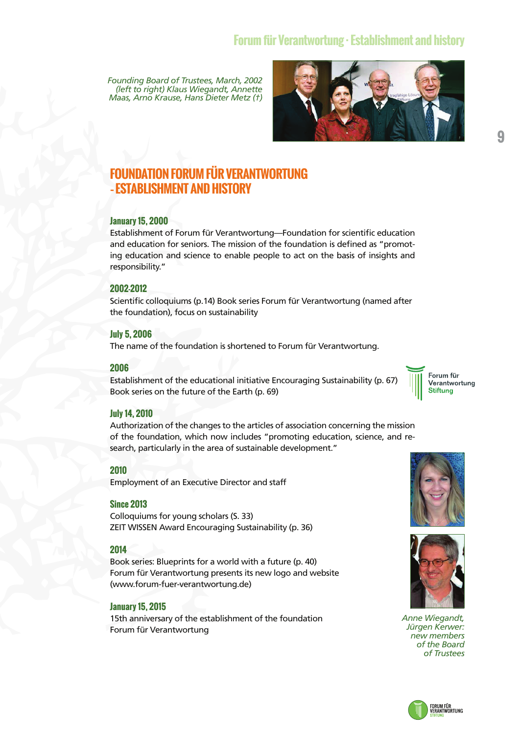*Founding Board of Trustees, March, 2002 (left to right) Klaus Wiegandt, Annette Maas, Arno Krause, Hans Dieter Metz (†)*

# FOUNDATION FORUM FÜR VERANTWORTUNG - ESTABLISHMENT AND HISTORY

### January 15, 2000

Establishment of Forum für Verantwortung—Foundation for scientific education and education for seniors. The mission of the foundation is defined as "promoting education and science to enable people to act on the basis of insights and responsibility."

### 2002-2012

Scientific colloquiums (p.14) Book series Forum für Verantwortung (named after the foundation), focus on sustainability

### July 5, 2006

The name of the foundation is shortened to Forum für Verantwortung.

### 2006

Establishment of the educational initiative Encouraging Sustainability (p. 67)
Book series on the future of the Earth (p. 69)

### July 14, 2010

Authorization of the changes to the articles of association concerning the mission of the foundation, which now includes "promoting education, science, and research, particularly in the area of sustainable development."

### 2010

Employment of an Executive Director and staff

### Since 2013

Colloquiums for young scholars (S. 33)
ZEIT WISSEN Award Encouraging Sustainability (p. 36)

### 2014

Book series: Blueprints for a world with a future (p. 40)
Forum für Verantwortung presents its new logo and website (www.forum-fuer-verantwortung.de)

### January 15, 2015

15th anniversary of the establishment of the foundation Forum für Verantwortung

*Anne Wiegandt, Jürgen Kerwer: new members of the Board of Trustees*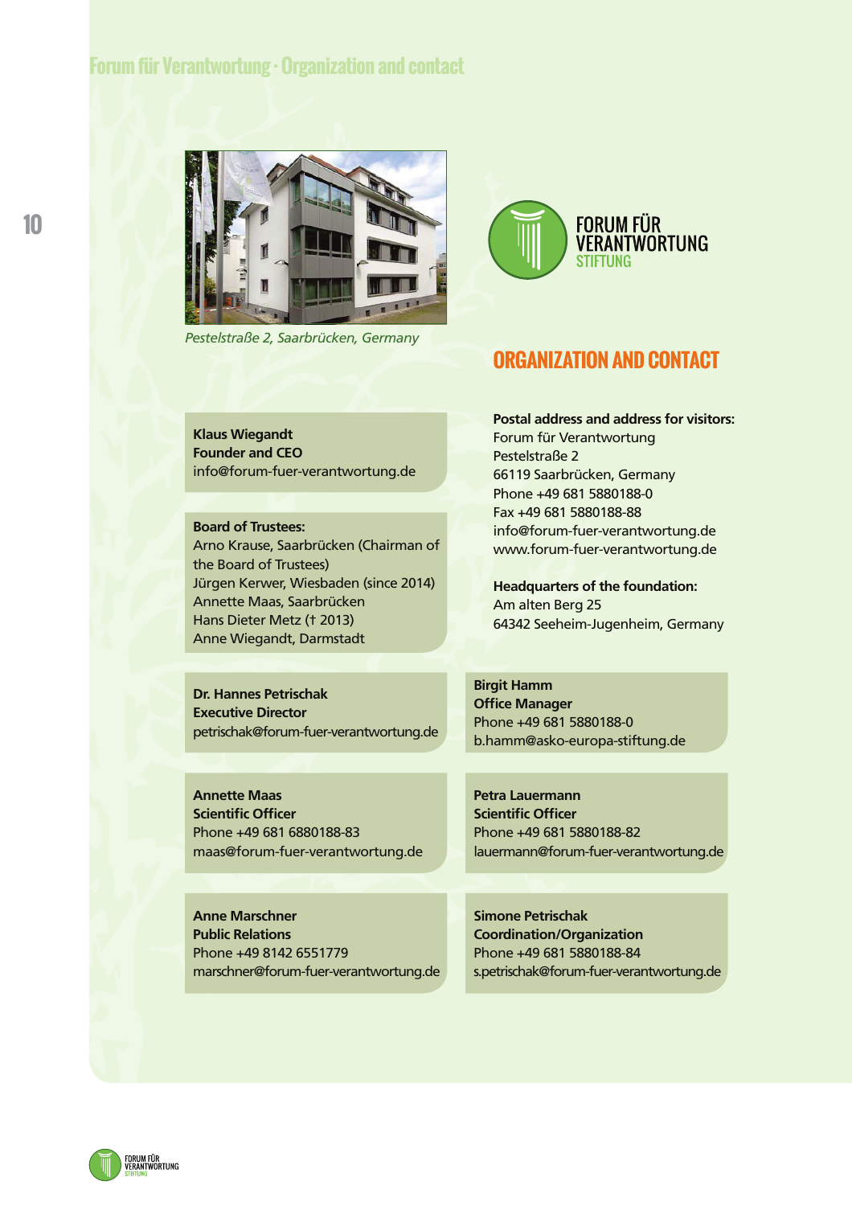Pestelstraße 2, Saarbrücken, Germany

FORUM FÜR VERANTWORTUNG STIFTUNG

# ORGANIZATION AND CONTACT

**Postal address and address for visitors:**
Forum für Verantwortung
Pestelstraße 2
66119 Saarbrücken, Germany
Phone +49 681 5880188-0
Fax +49 681 5880188-88
info@forum-fuer-verantwortung.de
www.forum-fuer-verantwortung.de

**Headquarters of the foundation:**
Am alten Berg 25
64342 Seeheim-Jugenheim, Germany

**Klaus Wiegandt**
**Founder and CEO**
info@forum-fuer-verantwortung.de

**Board of Trustees:**
Arno Krause, Saarbrücken (Chairman of the Board of Trustees)
Jürgen Kerwer, Wiesbaden (since 2014)
Annette Maas, Saarbrücken
Hans Dieter Metz († 2013)
Anne Wiegandt, Darmstadt

**Dr. Hannes Petrischak**
**Executive Director**
petrischak@forum-fuer-verantwortung.de

**Birgit Hamm**
**Office Manager**
Phone +49 681 5880188-0
b.hamm@asko-europa-stiftung.de

**Annette Maas**
**Scientific Officer**
Phone +49 681 6880188-83
maas@forum-fuer-verantwortung.de

**Petra Lauermann**
**Scientific Officer**
Phone +49 681 5880188-82
lauermann@forum-fuer-verantwortung.de

**Anne Marschner**
**Public Relations**
Phone +49 8142 6551779
marschner@forum-fuer-verantwortung.de

**Simone Petrischak**
**Coordination/Organization**
Phone +49 681 5880188-84
s.petrischak@forum-fuer-verantwortung.de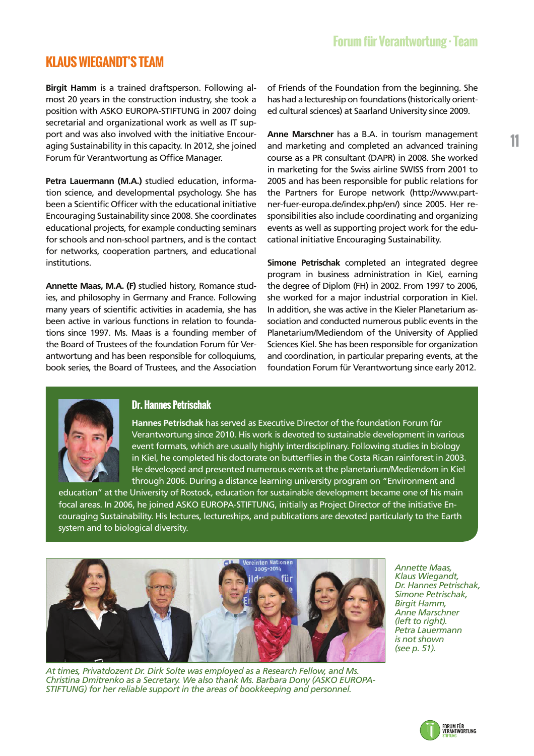# KLAUS WIEGANDT'S TEAM

**Birgit Hamm** is a trained draftsperson. Following almost 20 years in the construction industry, she took a position with ASKO EUROPA-STIFTUNG in 2007 doing secretarial and organizational work as well as IT support and was also involved with the initiative Encouraging Sustainability in this capacity. In 2012, she joined Forum für Verantwortung as Office Manager.

**Petra Lauermann (M.A.)** studied education, information science, and developmental psychology. She has been a Scientific Officer with the educational initiative Encouraging Sustainability since 2008. She coordinates educational projects, for example conducting seminars for schools and non-school partners, and is the contact for networks, cooperation partners, and educational institutions.

**Annette Maas, M.A. (F)** studied history, Romance studies, and philosophy in Germany and France. Following many years of scientific activities in academia, she has been active in various functions in relation to foundations since 1997. Ms. Maas is a founding member of the Board of Trustees of the foundation Forum für Verantwortung and has been responsible for colloquiums, book series, the Board of Trustees, and the Association of Friends of the Foundation from the beginning. She has had a lectureship on foundations (historically oriented cultural sciences) at Saarland University since 2009.

**Anne Marschner** has a B.A. in tourism management and marketing and completed an advanced training course as a PR consultant (DAPR) in 2008. She worked in marketing for the Swiss airline SWISS from 2001 to 2005 and has been responsible for public relations for the Partners for Europe network (http://www.partner-fuer-europa.de/index.php/en/) since 2005. Her responsibilities also include coordinating and organizing events as well as supporting project work for the educational initiative Encouraging Sustainability.

**Simone Petrischak** completed an integrated degree program in business administration in Kiel, earning the degree of Diplom (FH) in 2002. From 1997 to 2006, she worked for a major industrial corporation in Kiel. In addition, she was active in the Kieler Planetarium association and conducted numerous public events in the Planetarium/Mediendom of the University of Applied Sciences Kiel. She has been responsible for organization and coordination, in particular preparing events, at the foundation Forum für Verantwortung since early 2012.

## Dr. Hannes Petrischak

**Hannes Petrischak** has served as Executive Director of the foundation Forum für Verantwortung since 2010. His work is devoted to sustainable development in various event formats, which are usually highly interdisciplinary. Following studies in biology in Kiel, he completed his doctorate on butterflies in the Costa Rican rainforest in 2003. He developed and presented numerous events at the planetarium/Mediendom in Kiel through 2006. During a distance learning university program on "Environment and education" at the University of Rostock, education for sustainable development became one of his main focal areas. In 2006, he joined ASKO EUROPA-STIFTUNG, initially as Project Director of the initiative Encouraging Sustainability. His lectures, lectureships, and publications are devoted particularly to the Earth system and to biological diversity.

*Annette Maas, Klaus Wiegandt, Dr. Hannes Petrischak, Simone Petrischak, Birgit Hamm, Anne Marschner (left to right). Petra Lauermann is not shown (see p. 51).*

*At times, Privatdozent Dr. Dirk Solte was employed as a Research Fellow, and Ms. Christina Dmitrenko as a Secretary. We also thank Ms. Barbara Dony (ASKO EUROPA-STIFTUNG) for her reliable support in the areas of bookkeeping and personnel.*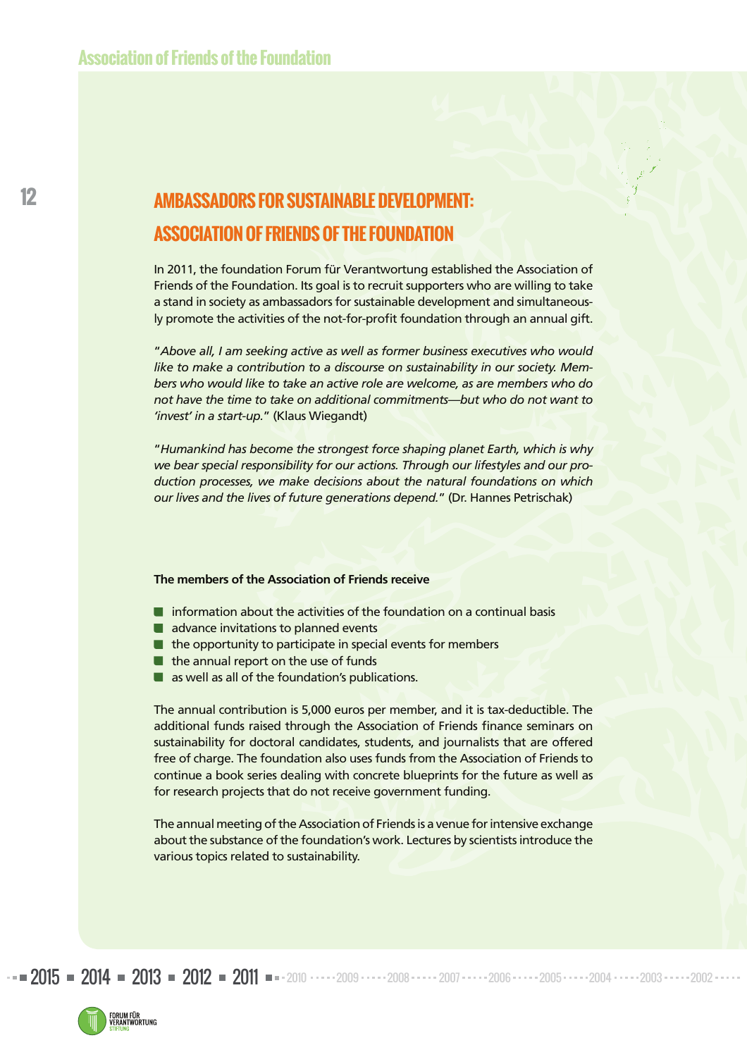# AMBASSADORS FOR SUSTAINABLE DEVELOPMENT: ASSOCIATION OF FRIENDS OF THE FOUNDATION

In 2011, the foundation Forum für Verantwortung established the Association of Friends of the Foundation. Its goal is to recruit supporters who are willing to take a stand in society as ambassadors for sustainable development and simultaneously promote the activities of the not-for-profit foundation through an annual gift.

"*Above all, I am seeking active as well as former business executives who would like to make a contribution to a discourse on sustainability in our society. Members who would like to take an active role are welcome, as are members who do not have the time to take on additional commitments—but who do not want to 'invest' in a start-up.*" (Klaus Wiegandt)

"*Humankind has become the strongest force shaping planet Earth, which is why we bear special responsibility for our actions. Through our lifestyles and our production processes, we make decisions about the natural foundations on which our lives and the lives of future generations depend.*" (Dr. Hannes Petrischak)

**The members of the Association of Friends receive**

- information about the activities of the foundation on a continual basis
- advance invitations to planned events
- the opportunity to participate in special events for members
- the annual report on the use of funds
- as well as all of the foundation's publications.

The annual contribution is 5,000 euros per member, and it is tax-deductible. The additional funds raised through the Association of Friends finance seminars on sustainability for doctoral candidates, students, and journalists that are offered free of charge. The foundation also uses funds from the Association of Friends to continue a book series dealing with concrete blueprints for the future as well as for research projects that do not receive government funding.

The annual meeting of the Association of Friends is a venue for intensive exchange about the substance of the foundation's work. Lectures by scientists introduce the various topics related to sustainability.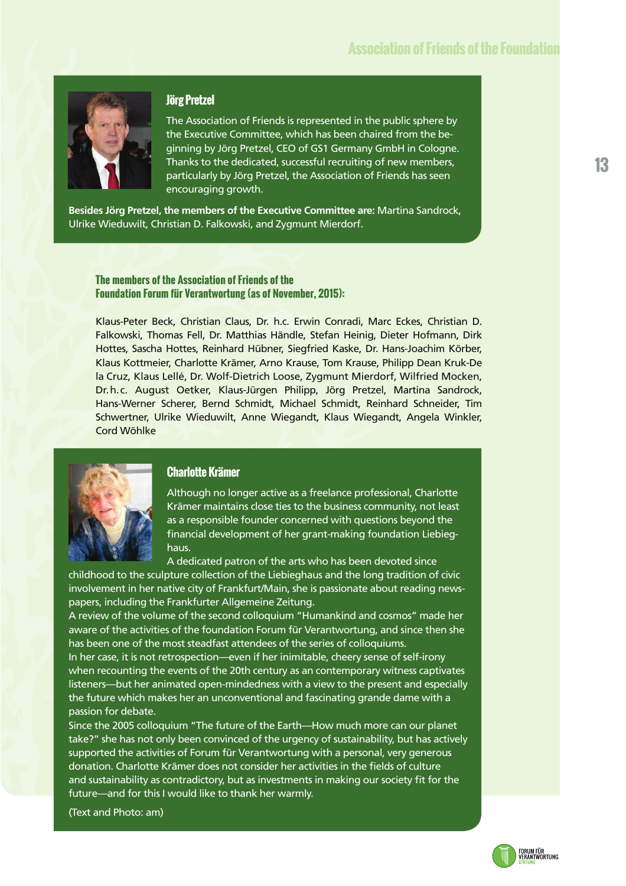## Jörg Pretzel

The Association of Friends is represented in the public sphere by the Executive Committee, which has been chaired from the beginning by Jörg Pretzel, CEO of GS1 Germany GmbH in Cologne. Thanks to the dedicated, successful recruiting of new members, particularly by Jörg Pretzel, the Association of Friends has seen encouraging growth.

**Besides Jörg Pretzel, the members of the Executive Committee are:** Martina Sandrock, Ulrike Wieduwilt, Christian D. Falkowski, and Zygmunt Mierdorf.

### The members of the Association of Friends of the Foundation Forum für Verantwortung (as of November, 2015):

Klaus-Peter Beck, Christian Claus, Dr. h.c. Erwin Conradi, Marc Eckes, Christian D. Falkowski, Thomas Fell, Dr. Matthias Händle, Stefan Heinig, Dieter Hofmann, Dirk Hottes, Sascha Hottes, Reinhard Hübner, Siegfried Kaske, Dr. Hans-Joachim Körber, Klaus Kottmeier, Charlotte Krämer, Arno Krause, Tom Krause, Philipp Dean Kruk-De la Cruz, Klaus Lellé, Dr. Wolf-Dietrich Loose, Zygmunt Mierdorf, Wilfried Mocken, Dr. h. c. August Oetker, Klaus-Jürgen Philipp, Jörg Pretzel, Martina Sandrock, Hans-Werner Scherer, Bernd Schmidt, Michael Schmidt, Reinhard Schneider, Tim Schwertner, Ulrike Wieduwilt, Anne Wiegandt, Klaus Wiegandt, Angela Winkler, Cord Wöhlke

## Charlotte Krämer

Although no longer active as a freelance professional, Charlotte Krämer maintains close ties to the business community, not least as a responsible founder concerned with questions beyond the financial development of her grant-making foundation Liebieghaus.

A dedicated patron of the arts who has been devoted since childhood to the sculpture collection of the Liebieghaus and the long tradition of civic involvement in her native city of Frankfurt/Main, she is passionate about reading newspapers, including the Frankfurter Allgemeine Zeitung.

A review of the volume of the second colloquium "Humankind and cosmos" made her aware of the activities of the foundation Forum für Verantwortung, and since then she has been one of the most steadfast attendees of the series of colloquiums.

In her case, it is not retrospection—even if her inimitable, cheery sense of self-irony when recounting the events of the 20th century as an contemporary witness captivates listeners—but her animated open-mindedness with a view to the present and especially the future which makes her an unconventional and fascinating grande dame with a passion for debate.

Since the 2005 colloquium "The future of the Earth—How much more can our planet take?" she has not only been convinced of the urgency of sustainability, but has actively supported the activities of Forum für Verantwortung with a personal, very generous donation. Charlotte Krämer does not consider her activities in the fields of culture and sustainability as contradictory, but as investments in making our society fit for the future—and for this I would like to thank her warmly.

(Text and Photo: am)